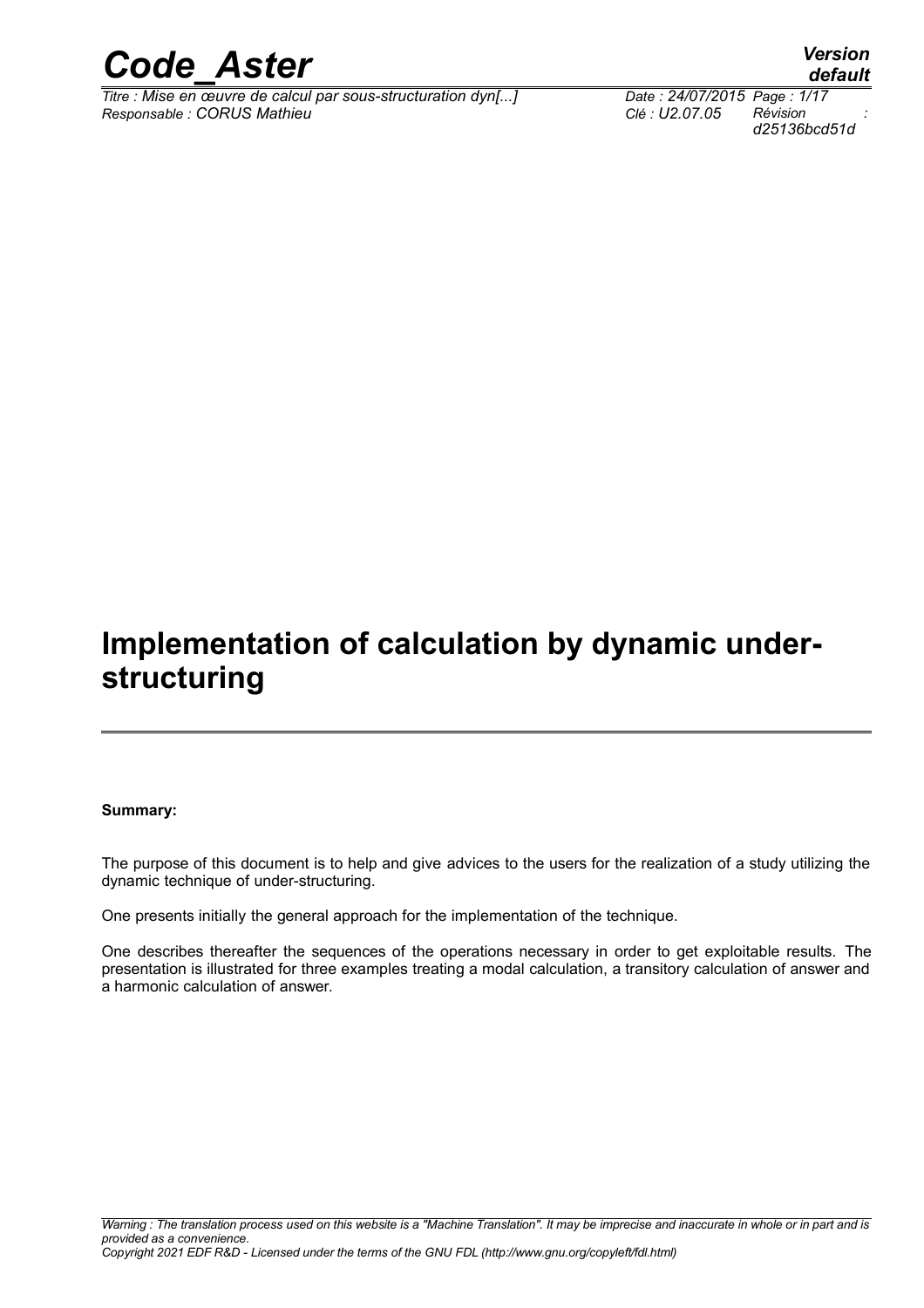# Implementation of calculation by dynamic under-structuring

**Summary:**

The purpose of this document is to help and give advices to the users for the realization of a study utilizing the dynamic technique of under-structuring.

One presents initially the general approach for the implementation of the technique.

One describes thereafter the sequences of the operations necessary in order to get exploitable results. The presentation is illustrated for three examples treating a modal calculation, a transitory calculation of answer and a harmonic calculation of answer.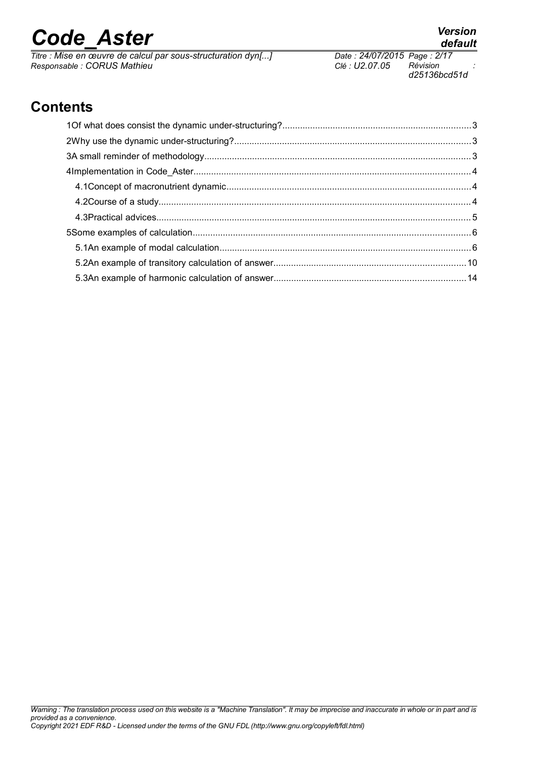# Contents

1Of what does consist the dynamic under-structuring?....3
2Why use the dynamic under-structuring?....3
3A small reminder of methodology....3
4Implementation in Code_Aster....4
  4.1Concept of macronutrient dynamic....4
  4.2Course of a study....4
  4.3Practical advices....5
5Some examples of calculation....6
  5.1An example of modal calculation....6
  5.2An example of transitory calculation of answer....10
  5.3An example of harmonic calculation of answer....14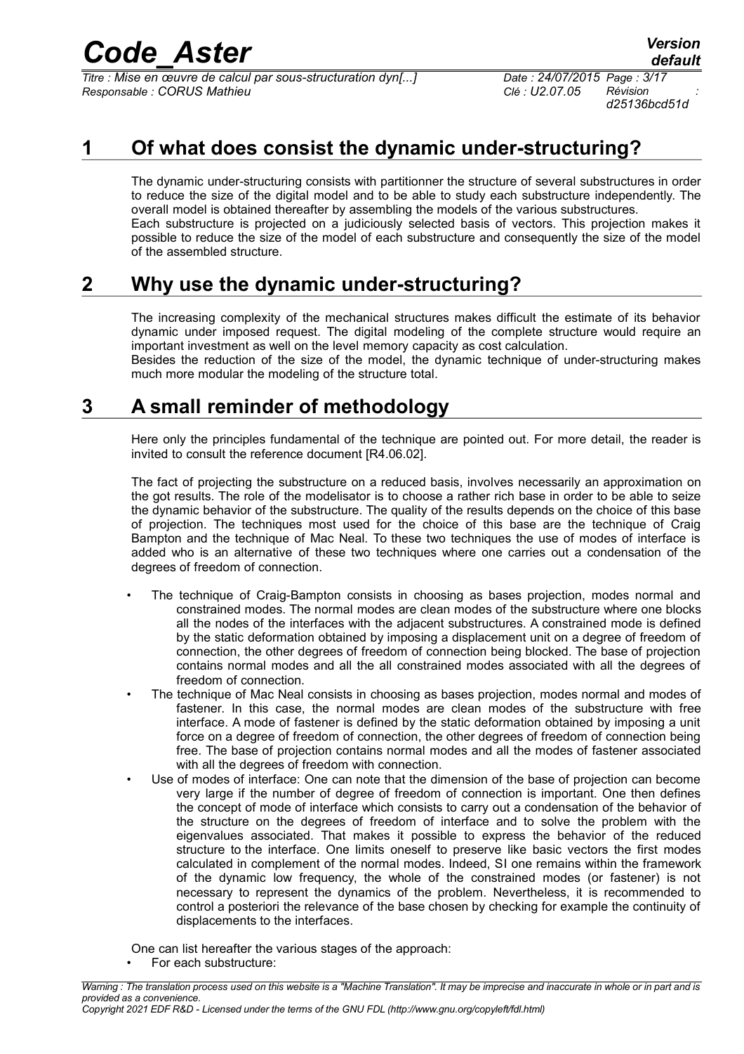# 1 Of what does consist the dynamic under-structuring?

The dynamic under-structuring consists with partitionner the structure of several substructures in order to reduce the size of the digital model and to be able to study each substructure independently. The overall model is obtained thereafter by assembling the models of the various substructures.
Each substructure is projected on a judiciously selected basis of vectors. This projection makes it possible to reduce the size of the model of each substructure and consequently the size of the model of the assembled structure.

# 2 Why use the dynamic under-structuring?

The increasing complexity of the mechanical structures makes difficult the estimate of its behavior dynamic under imposed request. The digital modeling of the complete structure would require an important investment as well on the level memory capacity as cost calculation.
Besides the reduction of the size of the model, the dynamic technique of under-structuring makes much more modular the modeling of the structure total.

# 3 A small reminder of methodology

Here only the principles fundamental of the technique are pointed out. For more detail, the reader is invited to consult the reference document [R4.06.02].

The fact of projecting the substructure on a reduced basis, involves necessarily an approximation on the got results. The role of the modelisator is to choose a rather rich base in order to be able to seize the dynamic behavior of the substructure. The quality of the results depends on the choice of this base of projection. The techniques most used for the choice of this base are the technique of Craig Bampton and the technique of Mac Neal. To these two techniques the use of modes of interface is added who is an alternative of these two techniques where one carries out a condensation of the degrees of freedom of connection.

- The technique of Craig-Bampton consists in choosing as bases projection, modes normal and constrained modes. The normal modes are clean modes of the substructure where one blocks all the nodes of the interfaces with the adjacent substructures. A constrained mode is defined by the static deformation obtained by imposing a displacement unit on a degree of freedom of connection, the other degrees of freedom of connection being blocked. The base of projection contains normal modes and all the all the constrained modes associated with all the degrees of freedom of connection.
- The technique of Mac Neal consists in choosing as bases projection, modes normal and modes of fastener. In this case, the normal modes are clean modes of the substructure with free interface. A mode of fastener is defined by the static deformation obtained by imposing a unit force on a degree of freedom of connection, the other degrees of freedom of connection being free. The base of projection contains normal modes and all the modes of fastener associated with all the degrees of freedom with connection.
- Use of modes of interface: One can note that the dimension of the base of projection can become very large if the number of degree of freedom of connection is important. One then defines the concept of mode of interface which consists to carry out a condensation of the behavior of the structure on the degrees of freedom of interface and to solve the problem with the eigenvalues associated. That makes it possible to express the behavior of the reduced structure to the interface. One limits oneself to preserve like basic vectors the first modes calculated in complement of the normal modes. Indeed, SI one remains within the framework of the dynamic low frequency, the whole of the constrained modes (or fastener) is not necessary to represent the dynamics of the problem. Nevertheless, it is recommended to control a posteriori the relevance of the base chosen by checking for example the continuity of displacements to the interfaces.

One can list hereafter the various stages of the approach:

- For each substructure: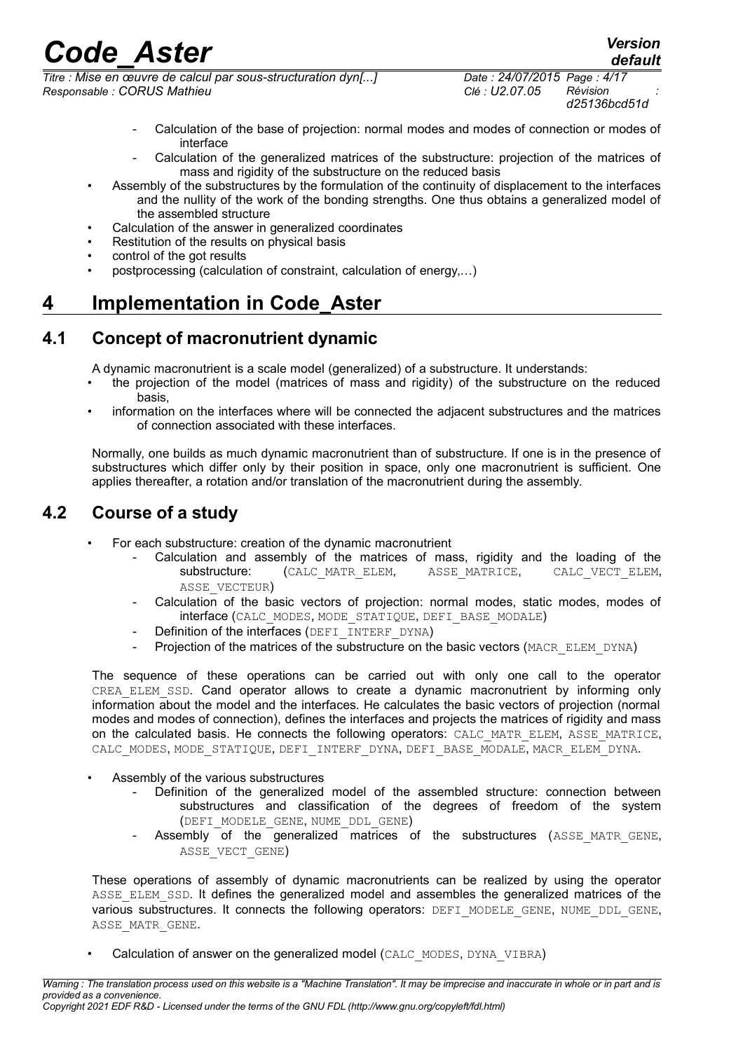- Calculation of the base of projection: normal modes and modes of connection or modes of interface
   - Calculation of the generalized matrices of the substructure: projection of the matrices of mass and rigidity of the substructure on the reduced basis
- Assembly of the substructures by the formulation of the continuity of displacement to the interfaces and the nullity of the work of the bonding strengths. One thus obtains a generalized model of the assembled structure
- Calculation of the answer in generalized coordinates
- Restitution of the results on physical basis
- control of the got results
- postprocessing (calculation of constraint, calculation of energy,…)

# 4 Implementation in Code_Aster

## 4.1 Concept of macronutrient dynamic

A dynamic macronutrient is a scale model (generalized) of a substructure. It understands:

- the projection of the model (matrices of mass and rigidity) of the substructure on the reduced basis,
- information on the interfaces where will be connected the adjacent substructures and the matrices of connection associated with these interfaces.

Normally, one builds as much dynamic macronutrient than of substructure. If one is in the presence of substructures which differ only by their position in space, only one macronutrient is sufficient. One applies thereafter, a rotation and/or translation of the macronutrient during the assembly.

## 4.2 Course of a study

- For each substructure: creation of the dynamic macronutrient
   - Calculation and assembly of the matrices of mass, rigidity and the loading of the substructure: (CALC_MATR_ELEM, ASSE_MATRICE, CALC_VECT_ELEM, ASSE_VECTEUR)
   - Calculation of the basic vectors of projection: normal modes, static modes, modes of interface (CALC_MODES, MODE_STATIQUE, DEFI_BASE_MODALE)
   - Definition of the interfaces (DEFI_INTERF_DYNA)
   - Projection of the matrices of the substructure on the basic vectors (MACR_ELEM_DYNA)

The sequence of these operations can be carried out with only one call to the operator CREA_ELEM_SSD. Cand operator allows to create a dynamic macronutrient by informing only information about the model and the interfaces. He calculates the basic vectors of projection (normal modes and modes of connection), defines the interfaces and projects the matrices of rigidity and mass on the calculated basis. He connects the following operators: CALC_MATR_ELEM, ASSE_MATRICE, CALC_MODES, MODE_STATIQUE, DEFI_INTERF_DYNA, DEFI_BASE_MODALE, MACR_ELEM_DYNA.

- Assembly of the various substructures
   - Definition of the generalized model of the assembled structure: connection between substructures and classification of the degrees of freedom of the system (DEFI_MODELE_GENE, NUME_DDL_GENE)
   - Assembly of the generalized matrices of the substructures (ASSE_MATR_GENE, ASSE_VECT_GENE)

These operations of assembly of dynamic macronutrients can be realized by using the operator ASSE_ELEM_SSD. It defines the generalized model and assembles the generalized matrices of the various substructures. It connects the following operators: DEFI_MODELE_GENE, NUME_DDL_GENE, ASSE_MATR_GENE.

- Calculation of answer on the generalized model (CALC_MODES, DYNA_VIBRA)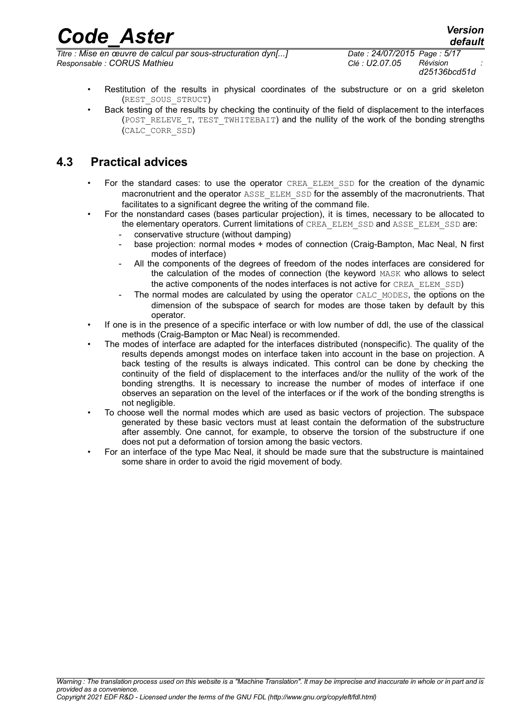- Restitution of the results in physical coordinates of the substructure or on a grid skeleton (REST_SOUS_STRUCT)
- Back testing of the results by checking the continuity of the field of displacement to the interfaces (POST_RELEVE_T, TEST_TWHITEBAIT) and the nullity of the work of the bonding strengths (CALC_CORR_SSD)

## 4.3 Practical advices

- For the standard cases: to use the operator CREA_ELEM_SSD for the creation of the dynamic macronutrient and the operator ASSE_ELEM_SSD for the assembly of the macronutrients. That facilitates to a significant degree the writing of the command file.
- For the nonstandard cases (bases particular projection), it is times, necessary to be allocated to the elementary operators. Current limitations of CREA_ELEM_SSD and ASSE_ELEM_SSD are:
  - conservative structure (without damping)
  - base projection: normal modes + modes of connection (Craig-Bampton, Mac Neal, N first modes of interface)
  - All the components of the degrees of freedom of the nodes interfaces are considered for the calculation of the modes of connection (the keyword MASK who allows to select the active components of the nodes interfaces is not active for CREA_ELEM_SSD)
  - The normal modes are calculated by using the operator CALC_MODES, the options on the dimension of the subspace of search for modes are those taken by default by this operator.
- If one is in the presence of a specific interface or with low number of ddl, the use of the classical methods (Craig-Bampton or Mac Neal) is recommended.
- The modes of interface are adapted for the interfaces distributed (nonspecific). The quality of the results depends amongst modes on interface taken into account in the base on projection. A back testing of the results is always indicated. This control can be done by checking the continuity of the field of displacement to the interfaces and/or the nullity of the work of the bonding strengths. It is necessary to increase the number of modes of interface if one observes an separation on the level of the interfaces or if the work of the bonding strengths is not negligible.
- To choose well the normal modes which are used as basic vectors of projection. The subspace generated by these basic vectors must at least contain the deformation of the substructure after assembly. One cannot, for example, to observe the torsion of the substructure if one does not put a deformation of torsion among the basic vectors.
- For an interface of the type Mac Neal, it should be made sure that the substructure is maintained some share in order to avoid the rigid movement of body.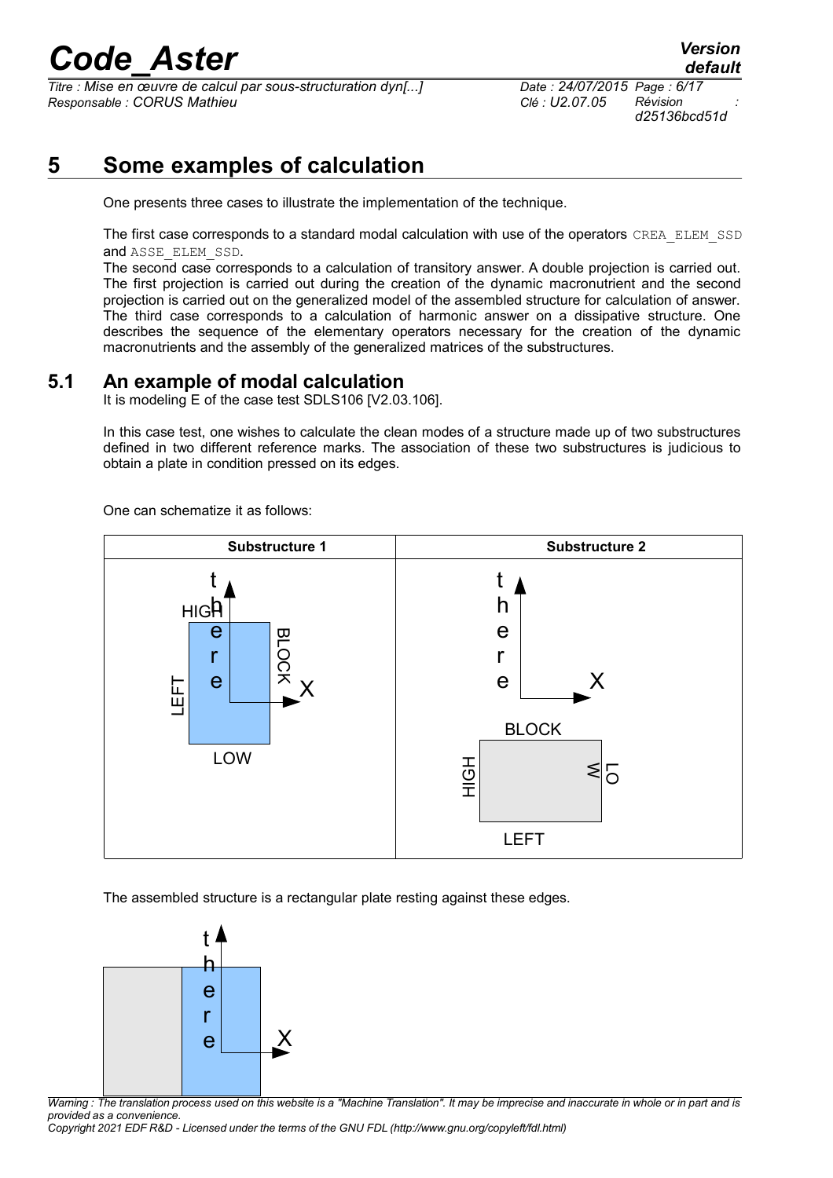# 5 Some examples of calculation

One presents three cases to illustrate the implementation of the technique.

The first case corresponds to a standard modal calculation with use of the operators `CREA_ELEM_SSD` and `ASSE_ELEM_SSD`.
The second case corresponds to a calculation of transitory answer. A double projection is carried out. The first projection is carried out during the creation of the dynamic macronutrient and the second projection is carried out on the generalized model of the assembled structure for calculation of answer. The third case corresponds to a calculation of harmonic answer on a dissipative structure. One describes the sequence of the elementary operators necessary for the creation of the dynamic macronutrients and the assembly of the generalized matrices of the substructures.

## 5.1 An example of modal calculation

It is modeling E of the case test SDLS106 [V2.03.106].

In this case test, one wishes to calculate the clean modes of a structure made up of two substructures defined in two different reference marks. The association of these two substructures is judicious to obtain a plate in condition pressed on its edges.

One can schematize it as follows:

| Substructure 1 | Substructure 2 |
| --- | --- |
| there (axis), X (axis); HIGH, BLOCK, LEFT, LOW | there (axis), X (axis); BLOCK, HIGH, LOW, LEFT |

The assembled structure is a rectangular plate resting against these edges.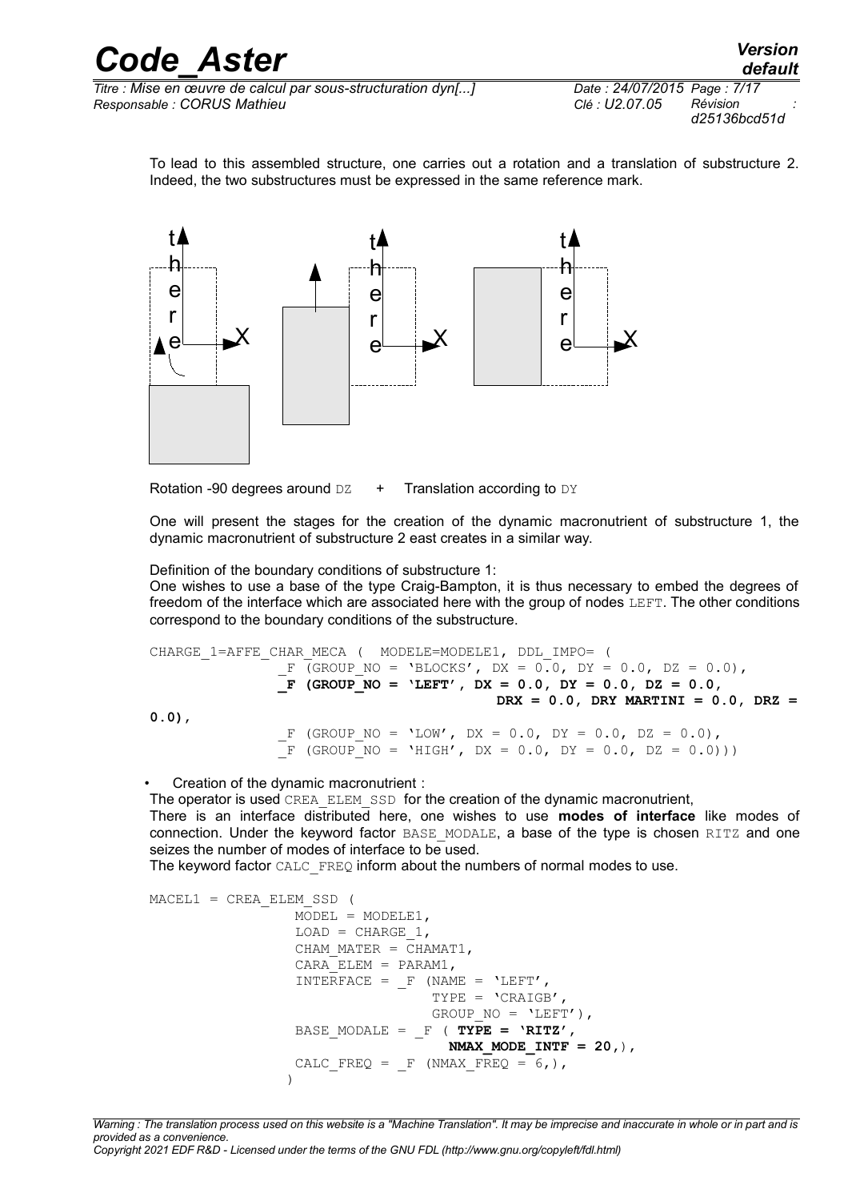To lead to this assembled structure, one carries out a rotation and a translation of substructure 2. Indeed, the two substructures must be expressed in the same reference mark.

Rotation -90 degrees around DZ + Translation according to DY

One will present the stages for the creation of the dynamic macronutrient of substructure 1, the dynamic macronutrient of substructure 2 east creates in a similar way.

Definition of the boundary conditions of substructure 1:
One wishes to use a base of the type Craig-Bampton, it is thus necessary to embed the degrees of freedom of the interface which are associated here with the group of nodes LEFT. The other conditions correspond to the boundary conditions of the substructure.

```
CHARGE_1=AFFE_CHAR_MECA (  MODELE=MODELE1, DDL_IMPO= (
               _F (GROUP_NO = 'BLOCKS', DX = 0.0, DY = 0.0, DZ = 0.0),
               _F (GROUP_NO = 'LEFT', DX = 0.0, DY = 0.0, DZ = 0.0,
                                    DRX = 0.0, DRY MARTINI = 0.0, DRZ =
0.0),
               _F (GROUP_NO = 'LOW', DX = 0.0, DY = 0.0, DZ = 0.0),
               _F (GROUP_NO = 'HIGH', DX = 0.0, DY = 0.0, DZ = 0.0)))
```

- Creation of the dynamic macronutrient :

The operator is used CREA_ELEM_SSD for the creation of the dynamic macronutrient,
There is an interface distributed here, one wishes to use **modes of interface** like modes of connection. Under the keyword factor BASE_MODALE, a base of the type is chosen RITZ and one seizes the number of modes of interface to be used.
The keyword factor CALC_FREQ inform about the numbers of normal modes to use.

```
MACEL1 = CREA_ELEM_SSD (
                 MODEL = MODELE1,
                 LOAD = CHARGE_1,
                 CHAM_MATER = CHAMAT1,
                 CARA_ELEM = PARAM1,
                 INTERFACE = _F (NAME = 'LEFT',
                                 TYPE = 'CRAIGB',
                                 GROUP_NO = 'LEFT'),
                 BASE_MODALE = _F ( TYPE = 'RITZ',
                                   NMAX_MODE_INTF = 20,),
                 CALC_FREQ = _F (NMAX_FREQ = 6,),
                )
```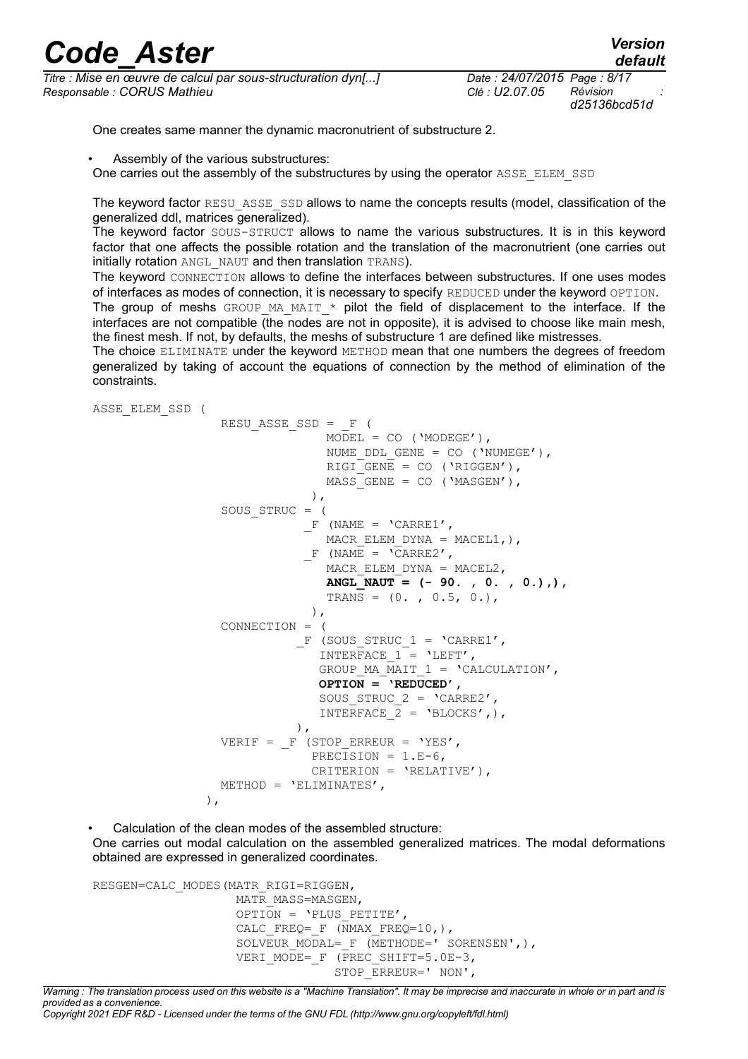One creates same manner the dynamic macronutrient of substructure 2.

- Assembly of the various substructures:

One carries out the assembly of the substructures by using the operator ASSE_ELEM_SSD

The keyword factor RESU_ASSE_SSD allows to name the concepts results (model, classification of the generalized ddl, matrices generalized).

The keyword factor SOUS-STRUCT allows to name the various substructures. It is in this keyword factor that one affects the possible rotation and the translation of the macronutrient (one carries out initially rotation ANGL_NAUT and then translation TRANS).

The keyword CONNECTION allows to define the interfaces between substructures. If one uses modes of interfaces as modes of connection, it is necessary to specify REDUCED under the keyword OPTION.

The group of meshs GROUP_MA_MAIT_* pilot the field of displacement to the interface. If the interfaces are not compatible (the nodes are not in opposite), it is advised to choose like main mesh, the finest mesh. If not, by defaults, the meshs of substructure 1 are defined like mistresses.

The choice ELIMINATE under the keyword METHOD mean that one numbers the degrees of freedom generalized by taking of account the equations of connection by the method of elimination of the constraints.

```
ASSE_ELEM_SSD (
                RESU_ASSE_SSD = _F (
                            MODEL = CO ('MODEGE'),
                            NUME_DDL_GENE = CO ('NUMEGE'),
                            RIGI_GENE = CO ('RIGGEN'),
                            MASS_GENE = CO ('MASGEN'),
                          ),
                SOUS_STRUC = (
                          _F (NAME = 'CARRE1',
                            MACR_ELEM_DYNA = MACEL1,),
                          _F (NAME = 'CARRE2',
                            MACR_ELEM_DYNA = MACEL2,
                            ANGL_NAUT = (- 90. , 0. , 0.),),
                            TRANS = (0. , 0.5, 0.),
                          ),
                CONNECTION = (
                         _F (SOUS_STRUC_1 = 'CARRE1',
                           INTERFACE_1 = 'LEFT',
                           GROUP_MA_MAIT_1 = 'CALCULATION',
                           OPTION = 'REDUCED',
                           SOUS_STRUC_2 = 'CARRE2',
                           INTERFACE_2 = 'BLOCKS',),
                         ),
                VERIF = _F (STOP_ERREUR = 'YES',
                           PRECISION = 1.E-6,
                           CRITERION = 'RELATIVE'),
                METHOD = 'ELIMINATES',
              ),
```

- Calculation of the clean modes of the assembled structure:

One carries out modal calculation on the assembled generalized matrices. The modal deformations obtained are expressed in generalized coordinates.

```
RESGEN=CALC_MODES(MATR_RIGI=RIGGEN,
                  MATR_MASS=MASGEN,
                  OPTION = 'PLUS_PETITE',
                  CALC_FREQ=_F (NMAX_FREQ=10,),
                  SOLVEUR_MODAL=_F (METHODE=' SORENSEN',),
                  VERI_MODE=_F (PREC_SHIFT=5.0E-3,
                                STOP_ERREUR=' NON',
```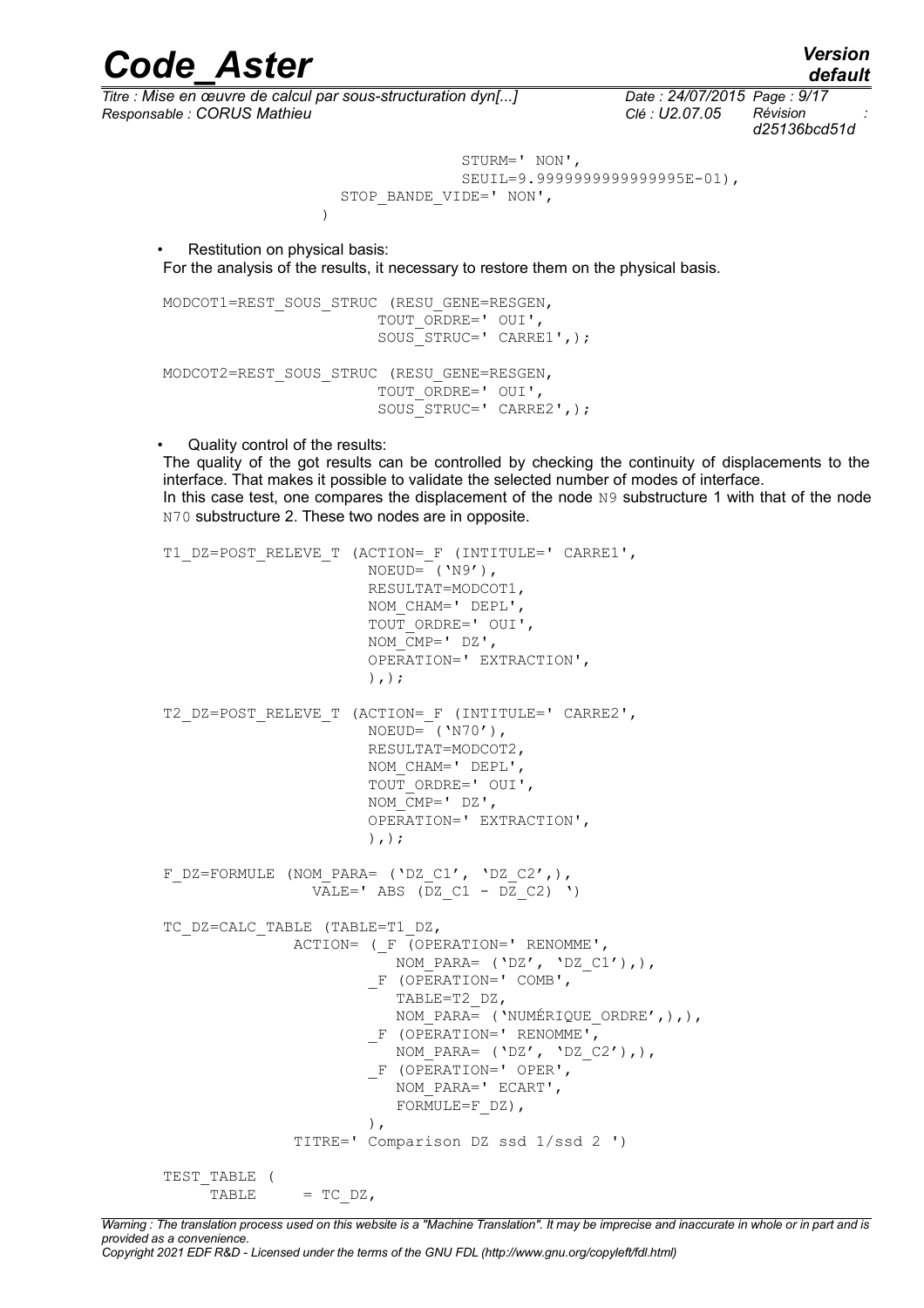```
                              STURM=' NON',
                              SEUIL=9.9999999999999995E-01),
                    STOP_BANDE_VIDE=' NON',
                  )
```

- Restitution on physical basis:

For the analysis of the results, it necessary to restore them on the physical basis.

```
MODCOT1=REST_SOUS_STRUC (RESU_GENE=RESGEN,
                         TOUT_ORDRE=' OUI',
                         SOUS_STRUC=' CARRE1',);

MODCOT2=REST_SOUS_STRUC (RESU_GENE=RESGEN,
                         TOUT_ORDRE=' OUI',
                         SOUS_STRUC=' CARRE2',);
```

- Quality control of the results:

The quality of the got results can be controlled by checking the continuity of displacements to the interface. That makes it possible to validate the selected number of modes of interface.
In this case test, one compares the displacement of the node N9 substructure 1 with that of the node N70 substructure 2. These two nodes are in opposite.

```
T1_DZ=POST_RELEVE_T (ACTION=_F (INTITULE=' CARRE1',
                     NOEUD= ('N9'),
                     RESULTAT=MODCOT1,
                     NOM_CHAM=' DEPL',
                     TOUT_ORDRE=' OUI',
                     NOM_CMP=' DZ',
                     OPERATION=' EXTRACTION',
                     ),);

T2_DZ=POST_RELEVE_T (ACTION=_F (INTITULE=' CARRE2',
                     NOEUD= ('N70'),
                     RESULTAT=MODCOT2,
                     NOM_CHAM=' DEPL',
                     TOUT_ORDRE=' OUI',
                     NOM_CMP=' DZ',
                     OPERATION=' EXTRACTION',
                     ),);

F_DZ=FORMULE (NOM_PARA= ('DZ_C1', 'DZ_C2',),
              VALE=' ABS (DZ_C1 - DZ_C2) ')

TC_DZ=CALC_TABLE (TABLE=T1_DZ,
           ACTION= (_F (OPERATION=' RENOMME',
                        NOM_PARA= ('DZ', 'DZ_C1'),),
                    _F (OPERATION=' COMB',
                        TABLE=T2_DZ,
                        NOM_PARA= ('NUMÉRIQUE_ORDRE',),),
                    _F (OPERATION=' RENOMME',
                        NOM_PARA= ('DZ', 'DZ_C2'),),
                    _F (OPERATION=' OPER',
                        NOM_PARA=' ECART',
                        FORMULE=F_DZ),
                    ),
           TITRE=' Comparison DZ ssd 1/ssd 2 ')

TEST_TABLE (
     TABLE     = TC_DZ,
```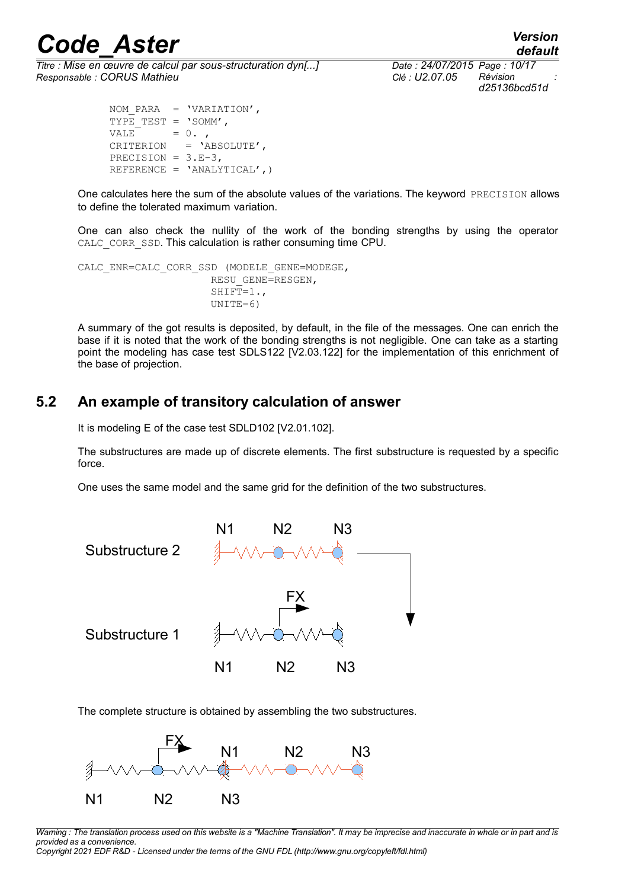```
NOM_PARA  = 'VARIATION',
TYPE_TEST = 'SOMM',
VALE      = 0. ,
CRITERION   = 'ABSOLUTE',
PRECISION = 3.E-3,
REFERENCE = 'ANALYTICAL',)
```

One calculates here the sum of the absolute values of the variations. The keyword PRECISION allows to define the tolerated maximum variation.

One can also check the nullity of the work of the bonding strengths by using the operator CALC_CORR_SSD. This calculation is rather consuming time CPU.

```
CALC_ENR=CALC_CORR_SSD (MODELE_GENE=MODEGE,
                        RESU_GENE=RESGEN,
                        SHIFT=1.,
                        UNITE=6)
```

A summary of the got results is deposited, by default, in the file of the messages. One can enrich the base if it is noted that the work of the bonding strengths is not negligible. One can take as a starting point the modeling has case test SDLS122 [V2.03.122] for the implementation of this enrichment of the base of projection.

## 5.2 An example of transitory calculation of answer

It is modeling E of the case test SDLD102 [V2.01.102].

The substructures are made up of discrete elements. The first substructure is requested by a specific force.

One uses the same model and the same grid for the definition of the two substructures.

Substructure 2 N1 N2 N3

Substructure 1 FX N1 N2 N3

The complete structure is obtained by assembling the two substructures.

FX N1 N2 N3 N1 N2 N3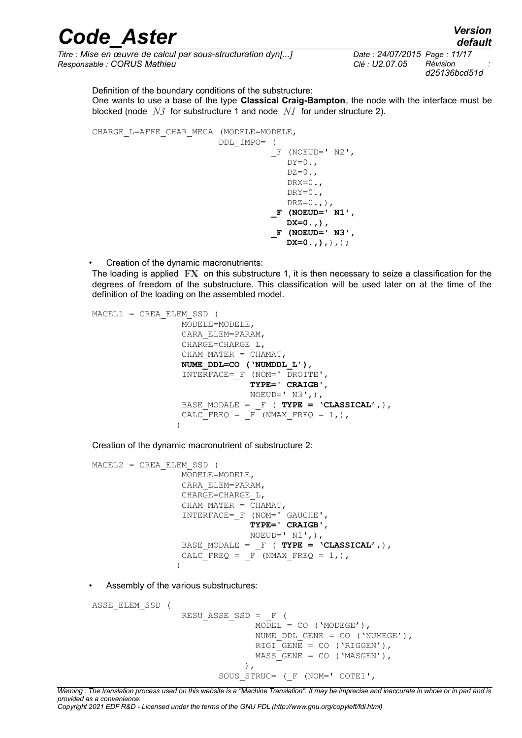Definition of the boundary conditions of the substructure:
One wants to use a base of the type **Classical Craig-Bampton**, the node with the interface must be blocked (node $N3$ for substructure 1 and node $N1$ for under structure 2).

```
CHARGE_L=AFFE_CHAR_MECA (MODELE=MODELE,
                         DDL_IMPO= (
                                  _F (NOEUD=' N2',
                                     DY=0.,
                                     DZ=0.,
                                     DRX=0.,
                                     DRY=0.,
                                     DRZ=0.,),
                                  _F (NOEUD=' N1',
                                     DX=0.,),
                                  _F (NOEUD=' N3',
                                     DX=0.,),),);
```

- Creation of the dynamic macronutrients:
  The loading is applied **FX** on this substructure 1, it is then necessary to seize a classification for the degrees of freedom of the substructure. This classification will be used later on at the time of the definition of the loading on the assembled model.

```
MACEL1 = CREA_ELEM_SSD (
                MODELE=MODELE,
                CARA_ELEM=PARAM,
                CHARGE=CHARGE_L,
                CHAM_MATER = CHAMAT,
                NUME_DDL=CO ('NUMDDL_L'),
                INTERFACE=_F (NOM=' DROITE',
                             TYPE=' CRAIGB',
                             NOEUD=' N3',),
                BASE_MODALE = _F ( TYPE = 'CLASSICAL',),
                CALC_FREQ = _F (NMAX_FREQ = 1,),
               )
```

Creation of the dynamic macronutrient of substructure 2:

```
MACEL2 = CREA_ELEM_SSD (
                MODELE=MODELE,
                CARA_ELEM=PARAM,
                CHARGE=CHARGE_L,
                CHAM_MATER = CHAMAT,
                INTERFACE=_F (NOM=' GAUCHE',
                             TYPE=' CRAIGB',
                             NOEUD=' N1',),
                BASE_MODALE = _F ( TYPE = 'CLASSICAL',),
                CALC_FREQ = _F (NMAX_FREQ = 1,),
               )
```

- Assembly of the various substructures:

```
ASSE_ELEM_SSD (
                RESU_ASSE_SSD = _F (
                            MODEL = CO ('MODEGE'),
                            NUME_DDL_GENE = CO ('NUMEGE'),
                            RIGI_GENE = CO ('RIGGEN'),
                            MASS_GENE = CO ('MASGEN'),
                           ),
                     SOUS_STRUC= (_F (NOM=' COTE1',
```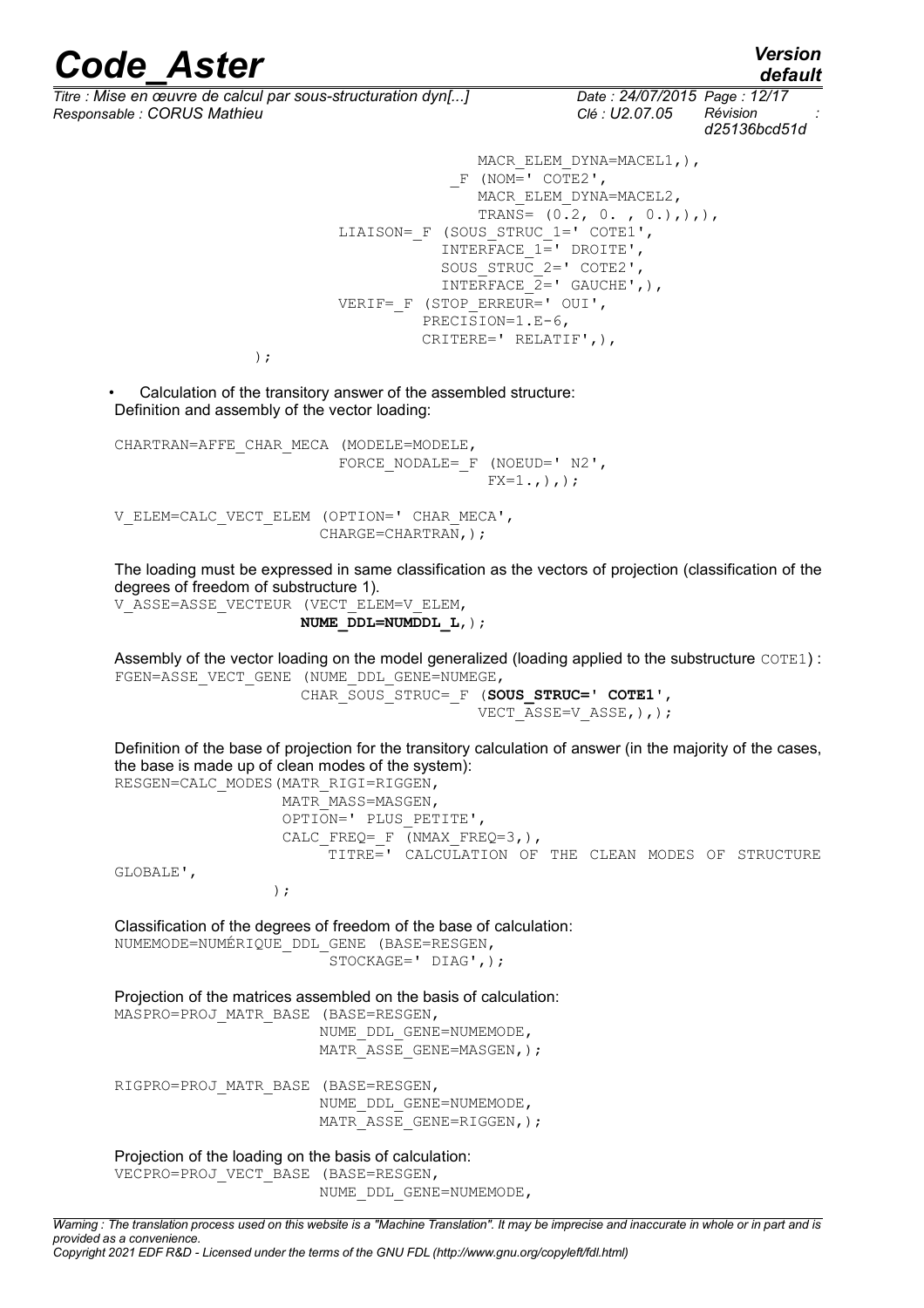```
                                        MACR_ELEM_DYNA=MACEL1,),
                                    _F (NOM=' COTE2',
                                        MACR_ELEM_DYNA=MACEL2,
                                        TRANS= (0.2, 0. , 0.),),),
                        LIAISON=_F (SOUS_STRUC_1=' COTE1',
                                    INTERFACE_1=' DROITE',
                                    SOUS_STRUC_2=' COTE2',
                                    INTERFACE_2=' GAUCHE',),
                        VERIF=_F (STOP_ERREUR=' OUI',
                                  PRECISION=1.E-6,
                                  CRITERE=' RELATIF',),
                );
```

- Calculation of the transitory answer of the assembled structure:

Definition and assembly of the vector loading:

```
CHARTRAN=AFFE_CHAR_MECA (MODELE=MODELE,
                         FORCE_NODALE=_F (NOEUD=' N2',
                                          FX=1.,),);

V_ELEM=CALC_VECT_ELEM (OPTION=' CHAR_MECA',
                       CHARGE=CHARTRAN,);
```

The loading must be expressed in same classification as the vectors of projection (classification of the degrees of freedom of substructure 1).

```
V_ASSE=ASSE_VECTEUR (VECT_ELEM=V_ELEM,
                     NUME_DDL=NUMDDL_L,);
```

Assembly of the vector loading on the model generalized (loading applied to the substructure COTE1) :

```
FGEN=ASSE_VECT_GENE (NUME_DDL_GENE=NUMEGE,
                     CHAR_SOUS_STRUC=_F (SOUS_STRUC=' COTE1',
                                         VECT_ASSE=V_ASSE,),);
```

Definition of the base of projection for the transitory calculation of answer (in the majority of the cases, the base is made up of clean modes of the system):

```
RESGEN=CALC_MODES(MATR_RIGI=RIGGEN,
                  MATR_MASS=MASGEN,
                  OPTION=' PLUS_PETITE',
                  CALC_FREQ=_F (NMAX_FREQ=3,),
                      TITRE=' CALCULATION OF THE CLEAN MODES OF STRUCTURE
GLOBALE',
                 );
```

Classification of the degrees of freedom of the base of calculation:

```
NUMEMODE=NUMÉRIQUE_DDL_GENE (BASE=RESGEN,
                             STOCKAGE=' DIAG',);
```

Projection of the matrices assembled on the basis of calculation:

```
MASPRO=PROJ_MATR_BASE (BASE=RESGEN,
                       NUME_DDL_GENE=NUMEMODE,
                       MATR_ASSE_GENE=MASGEN,);

RIGPRO=PROJ_MATR_BASE (BASE=RESGEN,
                       NUME_DDL_GENE=NUMEMODE,
                       MATR_ASSE_GENE=RIGGEN,);
```

Projection of the loading on the basis of calculation:

```
VECPRO=PROJ_VECT_BASE (BASE=RESGEN,
                       NUME_DDL_GENE=NUMEMODE,
```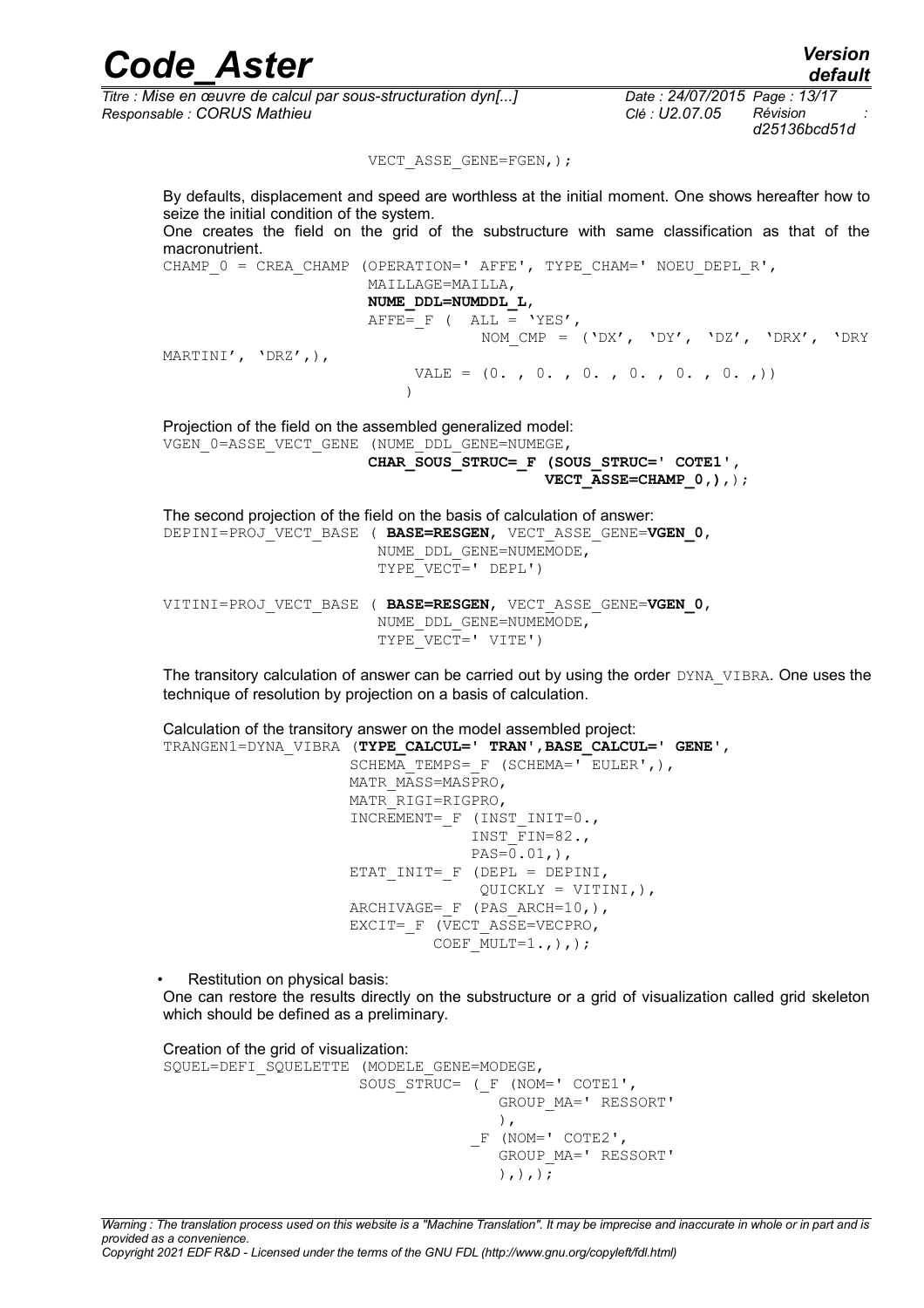```
VECT_ASSE_GENE=FGEN,);
```

By defaults, displacement and speed are worthless at the initial moment. One shows hereafter how to seize the initial condition of the system.
One creates the field on the grid of the substructure with same classification as that of the macronutrient.

```
CHAMP_0 = CREA_CHAMP (OPERATION=' AFFE', TYPE_CHAM=' NOEU_DEPL_R',
                      MAILLAGE=MAILLA,
                      NUME_DDL=NUMDDL_L,
                      AFFE=_F (  ALL = 'YES',
                                 NOM_CMP = ('DX', 'DY', 'DZ', 'DRX', 'DRY
MARTINI', 'DRZ',),
                                 VALE = (0. , 0. , 0. , 0. , 0. , 0. ,))
                               )
```

Projection of the field on the assembled generalized model:

```
VGEN_0=ASSE_VECT_GENE (NUME_DDL_GENE=NUMEGE,
                      CHAR_SOUS_STRUC=_F (SOUS_STRUC=' COTE1',
                                          VECT_ASSE=CHAMP_0,),);
```

The second projection of the field on the basis of calculation of answer:

```
DEPINI=PROJ_VECT_BASE ( BASE=RESGEN, VECT_ASSE_GENE=VGEN_0,
                        NUME_DDL_GENE=NUMEMODE,
                        TYPE_VECT=' DEPL')

VITINI=PROJ_VECT_BASE ( BASE=RESGEN, VECT_ASSE_GENE=VGEN_0,
                        NUME_DDL_GENE=NUMEMODE,
                        TYPE_VECT=' VITE')
```

The transitory calculation of answer can be carried out by using the order DYNA_VIBRA. One uses the technique of resolution by projection on a basis of calculation.

Calculation of the transitory answer on the model assembled project:

```
TRANGEN1=DYNA_VIBRA (TYPE_CALCUL=' TRAN',BASE_CALCUL=' GENE',
                     SCHEMA_TEMPS=_F (SCHEMA=' EULER',),
                     MATR_MASS=MASPRO,
                     MATR_RIGI=RIGPRO,
                     INCREMENT=_F (INST_INIT=0.,
                                   INST_FIN=82.,
                                   PAS=0.01,),
                     ETAT_INIT=_F (DEPL = DEPINI,
                                   QUICKLY = VITINI,),
                     ARCHIVAGE=_F (PAS_ARCH=10,),
                     EXCIT=_F (VECT_ASSE=VECPRO,
                               COEF_MULT=1.,),);
```

- Restitution on physical basis:

One can restore the results directly on the substructure or a grid of visualization called grid skeleton which should be defined as a preliminary.

Creation of the grid of visualization:

```
SQUEL=DEFI_SQUELETTE (MODELE_GENE=MODEGE,
                      SOUS_STRUC= (_F (NOM=' COTE1',
                                       GROUP_MA=' RESSORT'
                                       ),
                                   _F (NOM=' COTE2',
                                       GROUP_MA=' RESSORT'
                                       ),),);
```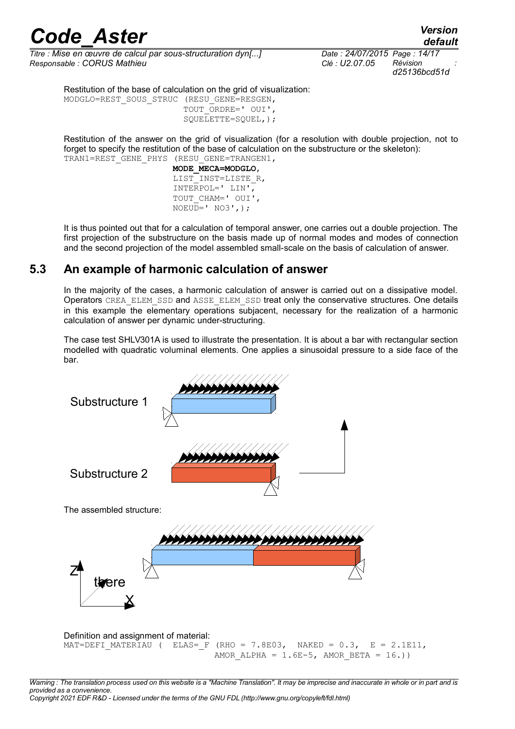Restitution of the base of calculation on the grid of visualization:

```
MODGLO=REST_SOUS_STRUC (RESU_GENE=RESGEN,
                        TOUT_ORDRE=' OUI',
                        SQUELETTE=SQUEL,);
```

Restitution of the answer on the grid of visualization (for a resolution with double projection, not to forget to specify the restitution of the base of calculation on the substructure or the skeleton):

```
TRAN1=REST_GENE_PHYS (RESU_GENE=TRANGEN1,
                      MODE_MECA=MODGLO,
                      LIST_INST=LISTE_R,
                      INTERPOL=' LIN',
                      TOUT_CHAM=' OUI',
                      NOEUD=' NO3',);
```

It is thus pointed out that for a calculation of temporal answer, one carries out a double projection. The first projection of the substructure on the basis made up of normal modes and modes of connection and the second projection of the model assembled small-scale on the basis of calculation of answer.

## 5.3 An example of harmonic calculation of answer

In the majority of the cases, a harmonic calculation of answer is carried out on a dissipative model. Operators CREA_ELEM_SSD and ASSE_ELEM_SSD treat only the conservative structures. One details in this example the elementary operations subjacent, necessary for the realization of a harmonic calculation of answer per dynamic under-structuring.

The case test SHLV301A is used to illustrate the presentation. It is about a bar with rectangular section modelled with quadratic voluminal elements. One applies a sinusoidal pressure to a side face of the bar.

Substructure 1

Substructure 2

The assembled structure:

Z there X

Definition and assignment of material:

```
MAT=DEFI_MATERIAU (  ELAS=_F (RHO = 7.8E03,  NAKED = 0.3,  E = 2.1E11,
                              AMOR_ALPHA = 1.6E-5, AMOR_BETA = 16.))
```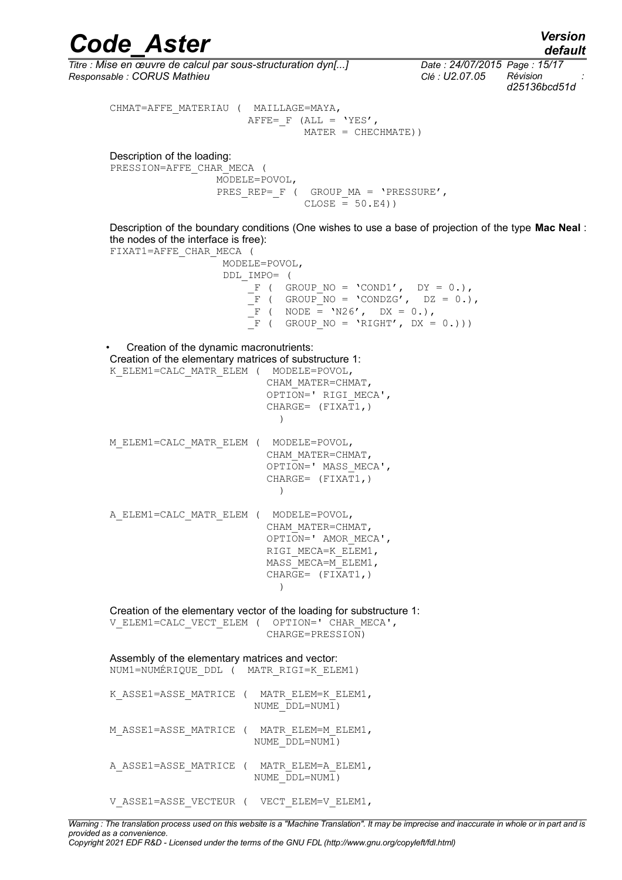```
CHMAT=AFFE_MATERIAU (  MAILLAGE=MAYA,
                       AFFE=_F (ALL = 'YES',
                                MATER = CHECHMATE))
```

Description of the loading:

```
PRESSION=AFFE_CHAR_MECA (
                  MODELE=POVOL,
                  PRES_REP=_F (  GROUP_MA = 'PRESSURE',
                                 CLOSE = 50.E4))
```

Description of the boundary conditions (One wishes to use a base of projection of the type **Mac Neal** : the nodes of the interface is free):

```
FIXAT1=AFFE_CHAR_MECA (
                   MODELE=POVOL,
                   DDL_IMPO= (
                       _F (  GROUP_NO = 'COND1',  DY = 0.),
                       _F (  GROUP_NO = 'CONDZG',  DZ = 0.),
                       _F (  NODE = 'N26',  DX = 0.),
                       _F (  GROUP_NO = 'RIGHT', DX = 0.)))
```

- Creation of the dynamic macronutrients:

Creation of the elementary matrices of substructure 1:

```
K_ELEM1=CALC_MATR_ELEM (  MODELE=POVOL,
                          CHAM_MATER=CHMAT,
                          OPTION=' RIGI_MECA',
                          CHARGE= (FIXAT1,)
                            )

M_ELEM1=CALC_MATR_ELEM (  MODELE=POVOL,
                          CHAM_MATER=CHMAT,
                          OPTION=' MASS_MECA',
                          CHARGE= (FIXAT1,)
                            )

A_ELEM1=CALC_MATR_ELEM (  MODELE=POVOL,
                          CHAM_MATER=CHMAT,
                          OPTION=' AMOR_MECA',
                          RIGI_MECA=K_ELEM1,
                          MASS_MECA=M_ELEM1,
                          CHARGE= (FIXAT1,)
                            )
```

Creation of the elementary vector of the loading for substructure 1:

```
V_ELEM1=CALC_VECT_ELEM (  OPTION=' CHAR_MECA',
                          CHARGE=PRESSION)
```

Assembly of the elementary matrices and vector:

```
NUM1=NUMÉRIQUE_DDL (  MATR_RIGI=K_ELEM1)

K_ASSE1=ASSE_MATRICE (  MATR_ELEM=K_ELEM1,
                        NUME_DDL=NUM1)

M_ASSE1=ASSE_MATRICE (  MATR_ELEM=M_ELEM1,
                        NUME_DDL=NUM1)

A_ASSE1=ASSE_MATRICE (  MATR_ELEM=A_ELEM1,
                        NUME_DDL=NUM1)

V_ASSE1=ASSE_VECTEUR (  VECT_ELEM=V_ELEM1,
```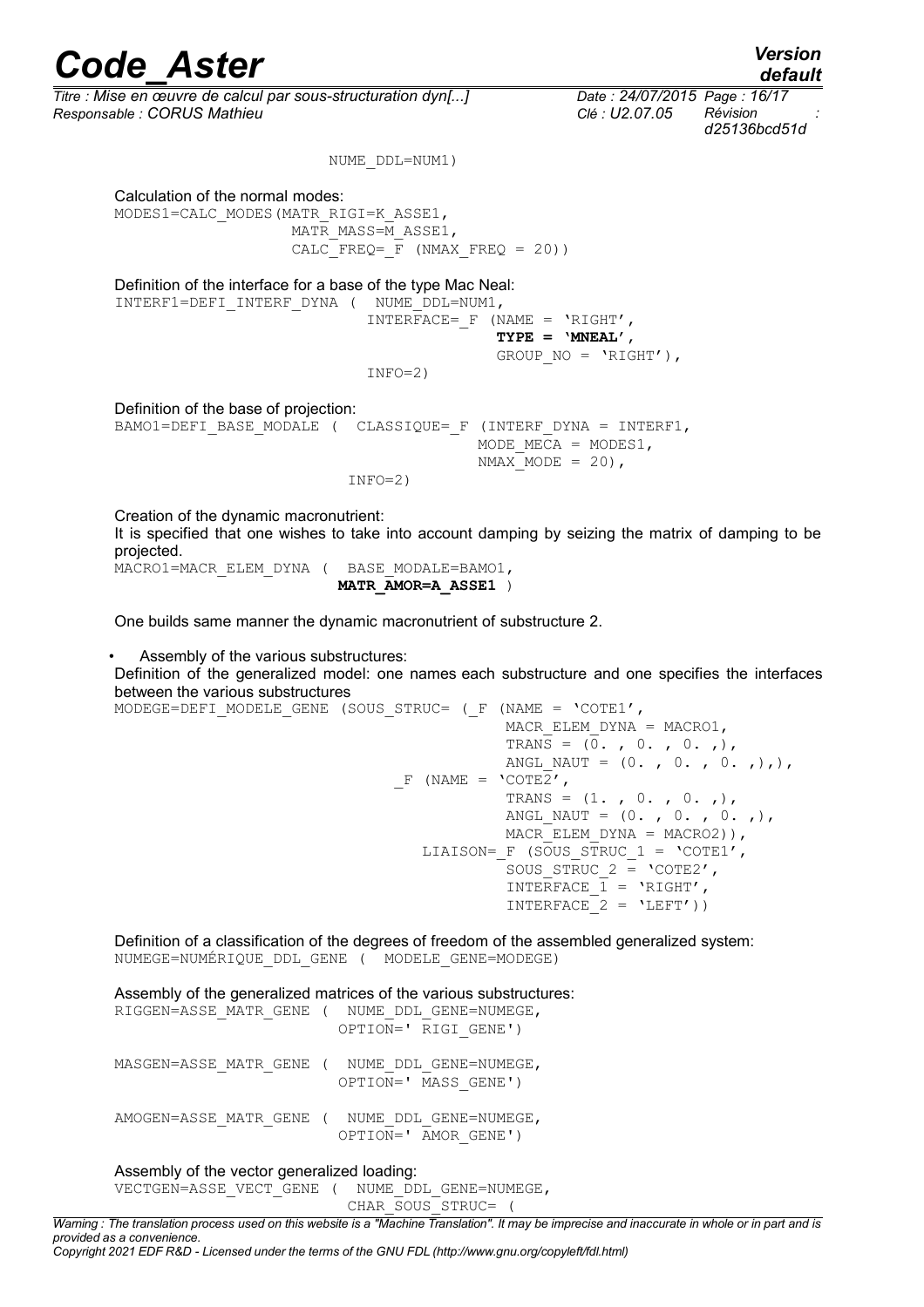```
                    NUME_DDL=NUM1)
```

Calculation of the normal modes:

```
MODES1=CALC_MODES(MATR_RIGI=K_ASSE1,
                  MATR_MASS=M_ASSE1,
                  CALC_FREQ=_F (NMAX_FREQ = 20))
```

Definition of the interface for a base of the type Mac Neal:

```
INTERF1=DEFI_INTERF_DYNA (  NUME_DDL=NUM1,
                            INTERFACE=_F (NAME = 'RIGHT',
                                          TYPE = 'MNEAL',
                                          GROUP_NO = 'RIGHT'),
                            INFO=2)
```

Definition of the base of projection:

```
BAMO1=DEFI_BASE_MODALE (  CLASSIQUE=_F (INTERF_DYNA = INTERF1,
                                        MODE_MECA = MODES1,
                                        NMAX_MODE = 20),
                          INFO=2)
```

Creation of the dynamic macronutrient:
It is specified that one wishes to take into account damping by seizing the matrix of damping to be projected.

```
MACRO1=MACR_ELEM_DYNA (  BASE_MODALE=BAMO1,
                         MATR_AMOR=A_ASSE1 )
```

One builds same manner the dynamic macronutrient of substructure 2.

- Assembly of the various substructures:

Definition of the generalized model: one names each substructure and one specifies the interfaces between the various substructures

```
MODEGE=DEFI_MODELE_GENE (SOUS_STRUC= (_F (NAME = 'COTE1',
                                         MACR_ELEM_DYNA = MACRO1,
                                         TRANS = (0. , 0. , 0. ,),
                                         ANGL_NAUT = (0. , 0. , 0. ,),),
                                     _F (NAME = 'COTE2',
                                         TRANS = (1. , 0. , 0. ,),
                                         ANGL_NAUT = (0. , 0. , 0. ,),
                                         MACR_ELEM_DYNA = MACRO2)),
                             LIAISON=_F (SOUS_STRUC_1 = 'COTE1',
                                         SOUS_STRUC_2 = 'COTE2',
                                         INTERFACE_1 = 'RIGHT',
                                         INTERFACE_2 = 'LEFT'))
```

Definition of a classification of the degrees of freedom of the assembled generalized system:

```
NUMEGE=NUMÉRIQUE_DDL_GENE (  MODELE_GENE=MODEGE)
```

Assembly of the generalized matrices of the various substructures:

```
RIGGEN=ASSE_MATR_GENE (  NUME_DDL_GENE=NUMEGE,
                         OPTION=' RIGI_GENE')

MASGEN=ASSE_MATR_GENE (  NUME_DDL_GENE=NUMEGE,
                         OPTION=' MASS_GENE')

AMOGEN=ASSE_MATR_GENE (  NUME_DDL_GENE=NUMEGE,
                         OPTION=' AMOR_GENE')
```

Assembly of the vector generalized loading:

```
VECTGEN=ASSE_VECT_GENE (  NUME_DDL_GENE=NUMEGE,
                          CHAR_SOUS_STRUC= (
```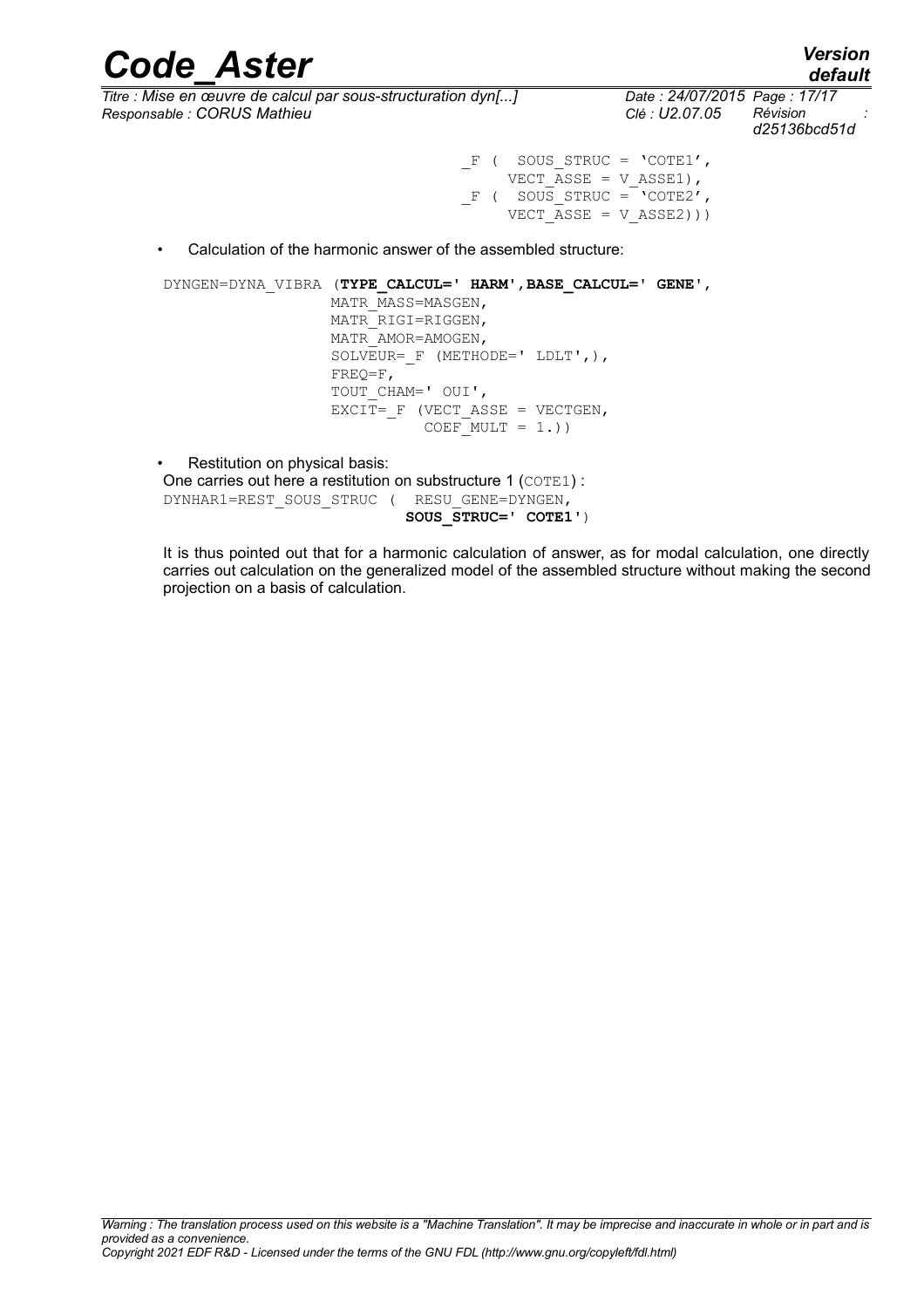```
                              _F (  SOUS_STRUC = 'COTE1',
                                   VECT_ASSE = V_ASSE1),
                              _F (  SOUS_STRUC = 'COTE2',
                                   VECT_ASSE = V_ASSE2)))
```

- Calculation of the harmonic answer of the assembled structure:

```
DYNGEN=DYNA_VIBRA (TYPE_CALCUL=' HARM',BASE_CALCUL=' GENE',
                   MATR_MASS=MASGEN,
                   MATR_RIGI=RIGGEN,
                   MATR_AMOR=AMOGEN,
                   SOLVEUR=_F (METHODE=' LDLT',),
                   FREQ=F,
                   TOUT_CHAM=' OUI',
                   EXCIT=_F (VECT_ASSE = VECTGEN,
                             COEF_MULT = 1.))
```

- Restitution on physical basis:

One carries out here a restitution on substructure 1 (COTE1) :

```
DYNHAR1=REST_SOUS_STRUC (  RESU_GENE=DYNGEN,
                           SOUS_STRUC=' COTE1')
```

It is thus pointed out that for a harmonic calculation of answer, as for modal calculation, one directly carries out calculation on the generalized model of the assembled structure without making the second projection on a basis of calculation.